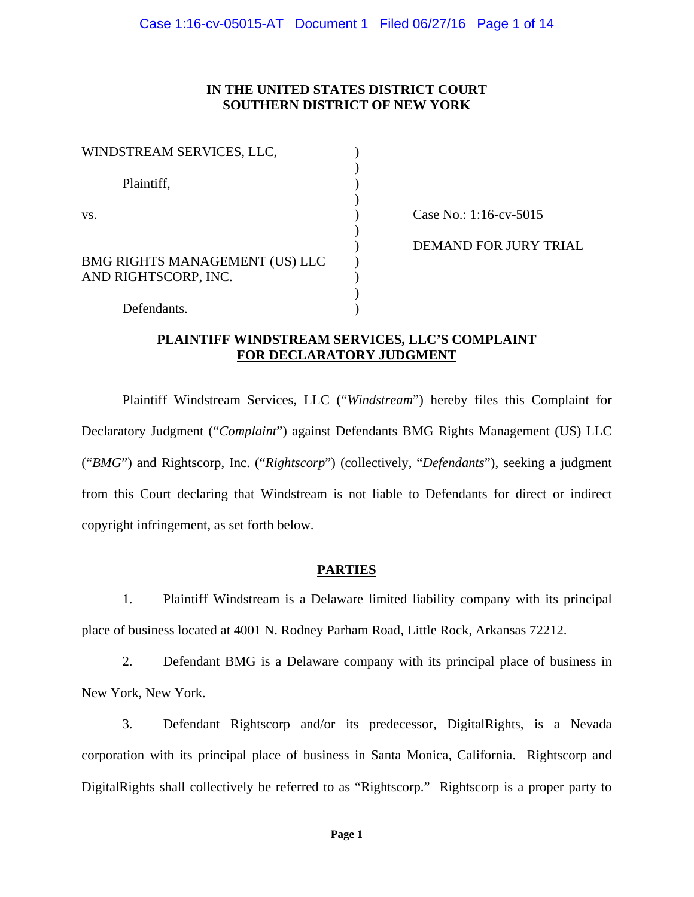**IN THE UNITED STATES DISTRICT COURT**
**SOUTHERN DISTRICT OF NEW YORK**

| | |
|---|---|
| WINDSTREAM SERVICES, LLC,<br><br>Plaintiff,<br><br>vs.<br><br>BMG RIGHTS MANAGEMENT (US) LLC AND RIGHTSCORP, INC.<br><br>Defendants. | Case No.: 1:16-cv-5015<br><br>DEMAND FOR JURY TRIAL |

**PLAINTIFF WINDSTREAM SERVICES, LLC'S COMPLAINT**
**FOR DECLARATORY JUDGMENT**

Plaintiff Windstream Services, LLC ("*Windstream*") hereby files this Complaint for Declaratory Judgment ("*Complaint*") against Defendants BMG Rights Management (US) LLC ("*BMG*") and Rightscorp, Inc. ("*Rightscorp*") (collectively, "*Defendants*"), seeking a judgment from this Court declaring that Windstream is not liable to Defendants for direct or indirect copyright infringement, as set forth below.

## PARTIES

1. Plaintiff Windstream is a Delaware limited liability company with its principal place of business located at 4001 N. Rodney Parham Road, Little Rock, Arkansas 72212.

2. Defendant BMG is a Delaware company with its principal place of business in New York, New York.

3. Defendant Rightscorp and/or its predecessor, DigitalRights, is a Nevada corporation with its principal place of business in Santa Monica, California. Rightscorp and DigitalRights shall collectively be referred to as "Rightscorp." Rightscorp is a proper party to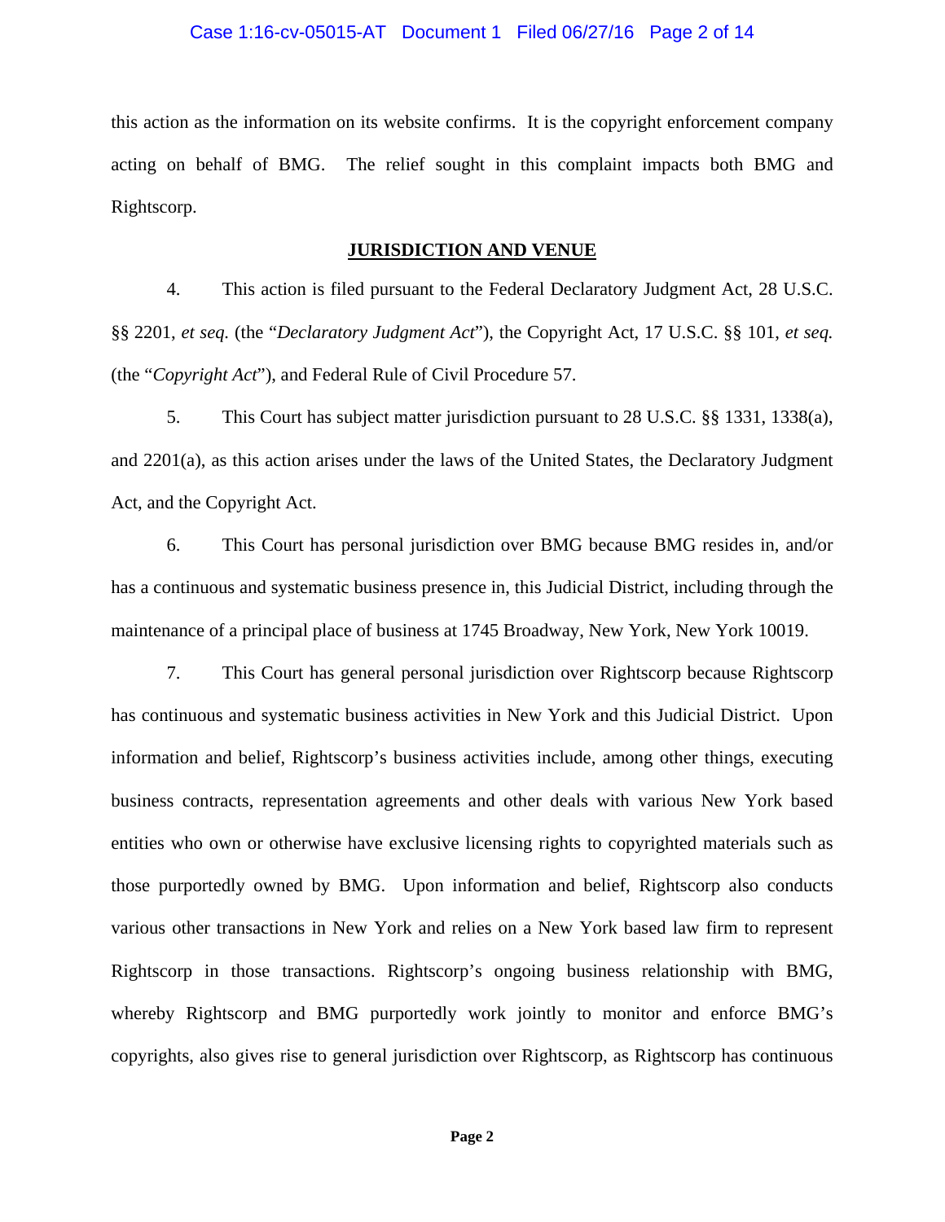this action as the information on its website confirms. It is the copyright enforcement company acting on behalf of BMG. The relief sought in this complaint impacts both BMG and Rightscorp.

## JURISDICTION AND VENUE

4. This action is filed pursuant to the Federal Declaratory Judgment Act, 28 U.S.C. §§ 2201, *et seq.* (the "*Declaratory Judgment Act*"), the Copyright Act, 17 U.S.C. §§ 101, *et seq.* (the "*Copyright Act*"), and Federal Rule of Civil Procedure 57.

5. This Court has subject matter jurisdiction pursuant to 28 U.S.C. §§ 1331, 1338(a), and 2201(a), as this action arises under the laws of the United States, the Declaratory Judgment Act, and the Copyright Act.

6. This Court has personal jurisdiction over BMG because BMG resides in, and/or has a continuous and systematic business presence in, this Judicial District, including through the maintenance of a principal place of business at 1745 Broadway, New York, New York 10019.

7. This Court has general personal jurisdiction over Rightscorp because Rightscorp has continuous and systematic business activities in New York and this Judicial District. Upon information and belief, Rightscorp's business activities include, among other things, executing business contracts, representation agreements and other deals with various New York based entities who own or otherwise have exclusive licensing rights to copyrighted materials such as those purportedly owned by BMG. Upon information and belief, Rightscorp also conducts various other transactions in New York and relies on a New York based law firm to represent Rightscorp in those transactions. Rightscorp's ongoing business relationship with BMG, whereby Rightscorp and BMG purportedly work jointly to monitor and enforce BMG's copyrights, also gives rise to general jurisdiction over Rightscorp, as Rightscorp has continuous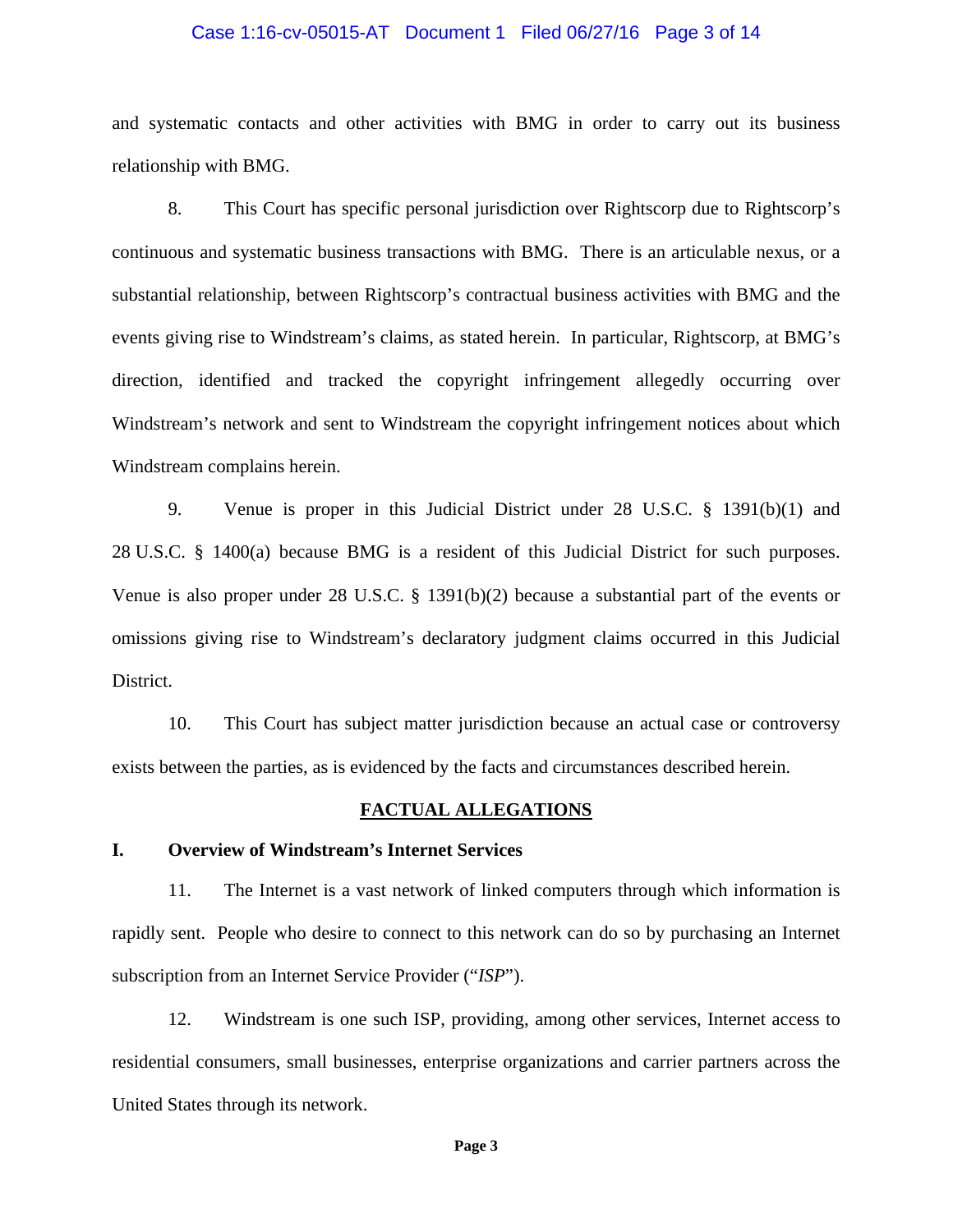and systematic contacts and other activities with BMG in order to carry out its business relationship with BMG.

8. This Court has specific personal jurisdiction over Rightscorp due to Rightscorp's continuous and systematic business transactions with BMG. There is an articulable nexus, or a substantial relationship, between Rightscorp's contractual business activities with BMG and the events giving rise to Windstream's claims, as stated herein. In particular, Rightscorp, at BMG's direction, identified and tracked the copyright infringement allegedly occurring over Windstream's network and sent to Windstream the copyright infringement notices about which Windstream complains herein.

9. Venue is proper in this Judicial District under 28 U.S.C. § 1391(b)(1) and 28 U.S.C. § 1400(a) because BMG is a resident of this Judicial District for such purposes. Venue is also proper under 28 U.S.C. § 1391(b)(2) because a substantial part of the events or omissions giving rise to Windstream's declaratory judgment claims occurred in this Judicial District.

10. This Court has subject matter jurisdiction because an actual case or controversy exists between the parties, as is evidenced by the facts and circumstances described herein.

## FACTUAL ALLEGATIONS

### I. Overview of Windstream's Internet Services

11. The Internet is a vast network of linked computers through which information is rapidly sent. People who desire to connect to this network can do so by purchasing an Internet subscription from an Internet Service Provider ("*ISP*").

12. Windstream is one such ISP, providing, among other services, Internet access to residential consumers, small businesses, enterprise organizations and carrier partners across the United States through its network.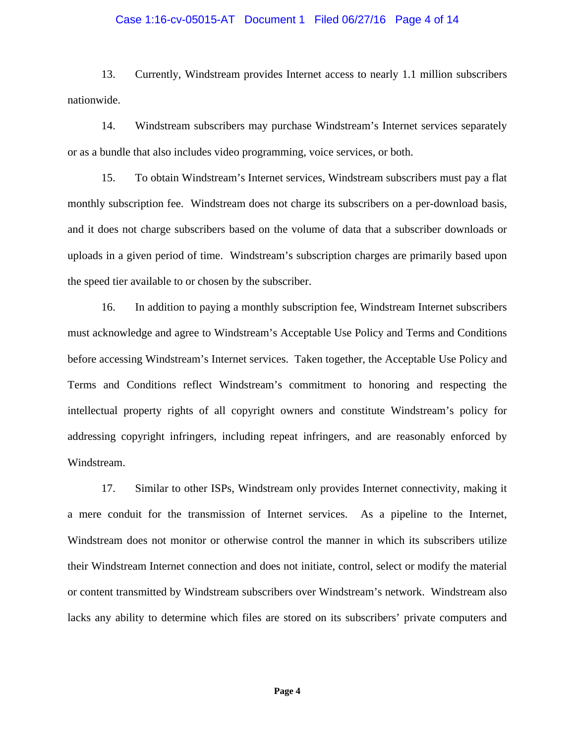13. Currently, Windstream provides Internet access to nearly 1.1 million subscribers nationwide.

14. Windstream subscribers may purchase Windstream's Internet services separately or as a bundle that also includes video programming, voice services, or both.

15. To obtain Windstream's Internet services, Windstream subscribers must pay a flat monthly subscription fee. Windstream does not charge its subscribers on a per-download basis, and it does not charge subscribers based on the volume of data that a subscriber downloads or uploads in a given period of time. Windstream's subscription charges are primarily based upon the speed tier available to or chosen by the subscriber.

16. In addition to paying a monthly subscription fee, Windstream Internet subscribers must acknowledge and agree to Windstream's Acceptable Use Policy and Terms and Conditions before accessing Windstream's Internet services. Taken together, the Acceptable Use Policy and Terms and Conditions reflect Windstream's commitment to honoring and respecting the intellectual property rights of all copyright owners and constitute Windstream's policy for addressing copyright infringers, including repeat infringers, and are reasonably enforced by Windstream.

17. Similar to other ISPs, Windstream only provides Internet connectivity, making it a mere conduit for the transmission of Internet services. As a pipeline to the Internet, Windstream does not monitor or otherwise control the manner in which its subscribers utilize their Windstream Internet connection and does not initiate, control, select or modify the material or content transmitted by Windstream subscribers over Windstream's network. Windstream also lacks any ability to determine which files are stored on its subscribers' private computers and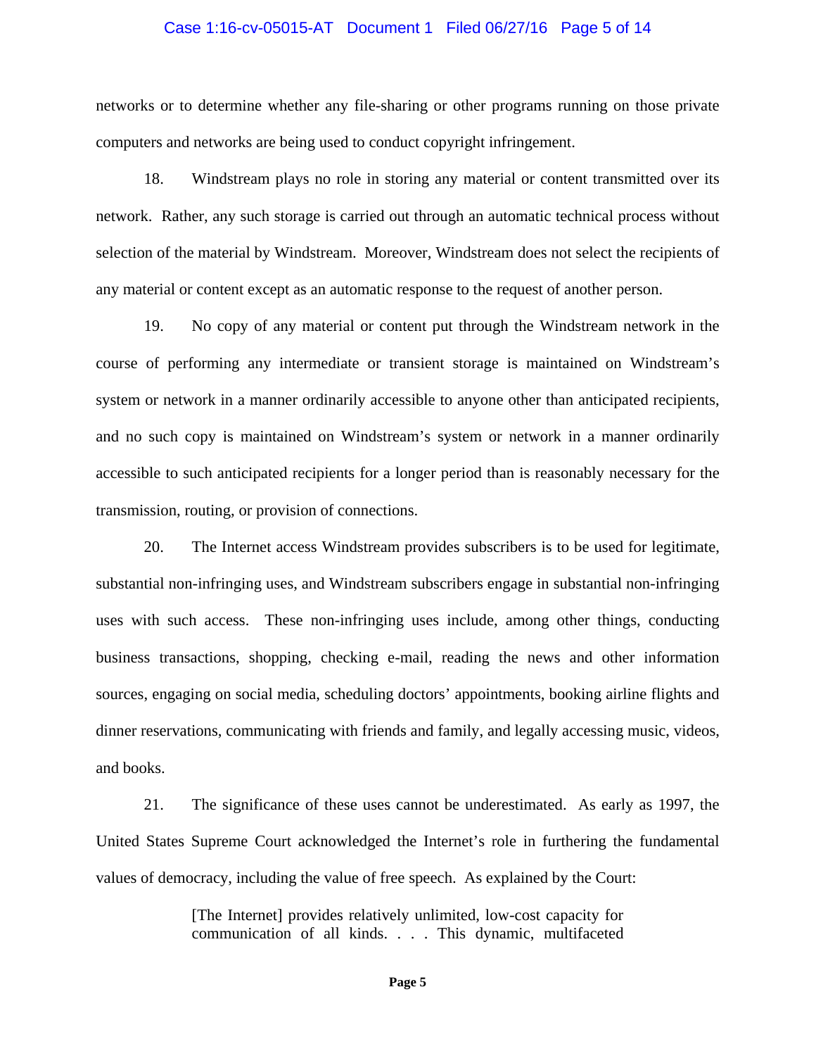networks or to determine whether any file-sharing or other programs running on those private computers and networks are being used to conduct copyright infringement.

18. Windstream plays no role in storing any material or content transmitted over its network. Rather, any such storage is carried out through an automatic technical process without selection of the material by Windstream. Moreover, Windstream does not select the recipients of any material or content except as an automatic response to the request of another person.

19. No copy of any material or content put through the Windstream network in the course of performing any intermediate or transient storage is maintained on Windstream's system or network in a manner ordinarily accessible to anyone other than anticipated recipients, and no such copy is maintained on Windstream's system or network in a manner ordinarily accessible to such anticipated recipients for a longer period than is reasonably necessary for the transmission, routing, or provision of connections.

20. The Internet access Windstream provides subscribers is to be used for legitimate, substantial non-infringing uses, and Windstream subscribers engage in substantial non-infringing uses with such access. These non-infringing uses include, among other things, conducting business transactions, shopping, checking e-mail, reading the news and other information sources, engaging on social media, scheduling doctors' appointments, booking airline flights and dinner reservations, communicating with friends and family, and legally accessing music, videos, and books.

21. The significance of these uses cannot be underestimated. As early as 1997, the United States Supreme Court acknowledged the Internet's role in furthering the fundamental values of democracy, including the value of free speech. As explained by the Court:

> [The Internet] provides relatively unlimited, low-cost capacity for communication of all kinds. . . . This dynamic, multifaceted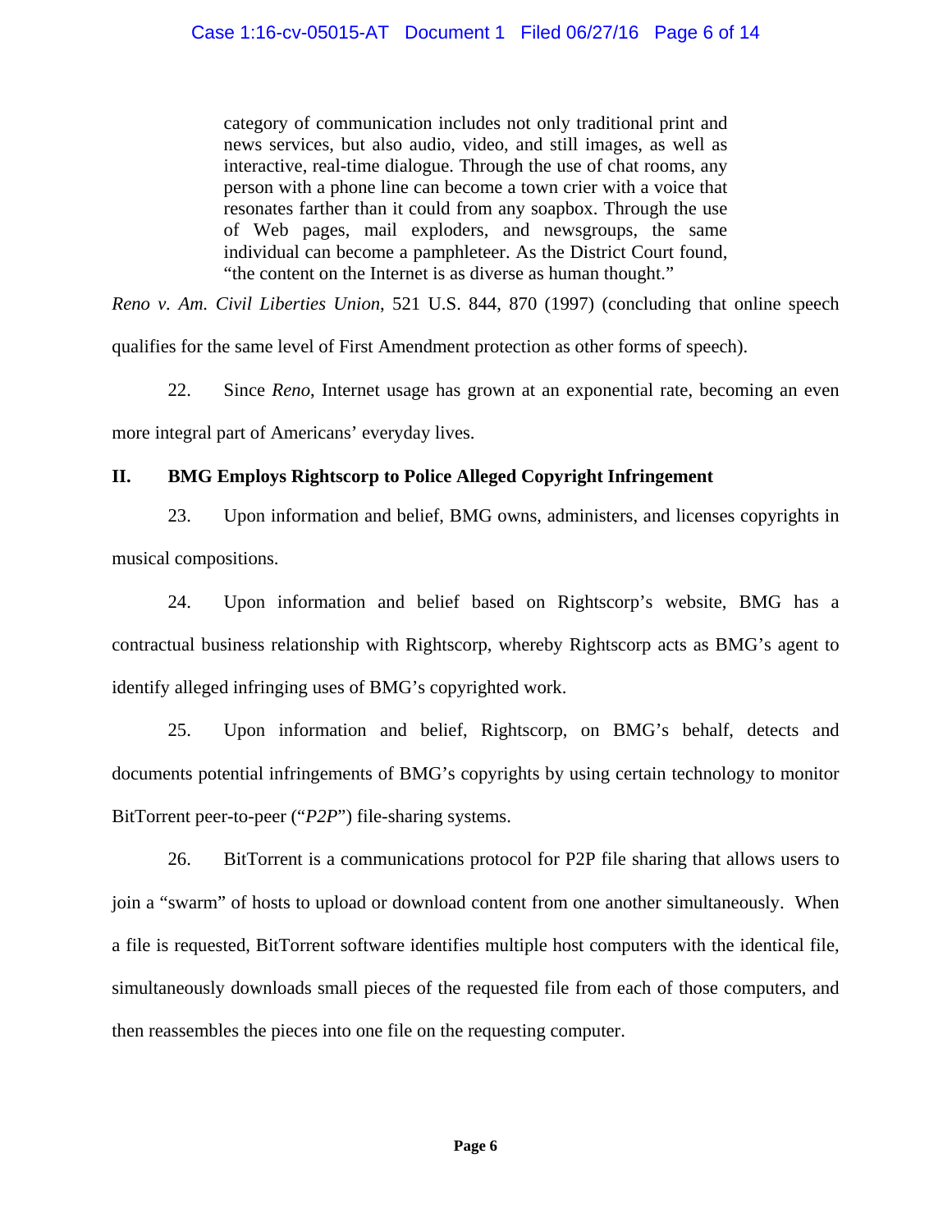> category of communication includes not only traditional print and news services, but also audio, video, and still images, as well as interactive, real-time dialogue. Through the use of chat rooms, any person with a phone line can become a town crier with a voice that resonates farther than it could from any soapbox. Through the use of Web pages, mail exploders, and newsgroups, the same individual can become a pamphleteer. As the District Court found, "the content on the Internet is as diverse as human thought."

*Reno v. Am. Civil Liberties Union*, 521 U.S. 844, 870 (1997) (concluding that online speech qualifies for the same level of First Amendment protection as other forms of speech).

22. Since *Reno*, Internet usage has grown at an exponential rate, becoming an even more integral part of Americans' everyday lives.

## II. BMG Employs Rightscorp to Police Alleged Copyright Infringement

23. Upon information and belief, BMG owns, administers, and licenses copyrights in musical compositions.

24. Upon information and belief based on Rightscorp's website, BMG has a contractual business relationship with Rightscorp, whereby Rightscorp acts as BMG's agent to identify alleged infringing uses of BMG's copyrighted work.

25. Upon information and belief, Rightscorp, on BMG's behalf, detects and documents potential infringements of BMG's copyrights by using certain technology to monitor BitTorrent peer-to-peer ("*P2P*") file-sharing systems.

26. BitTorrent is a communications protocol for P2P file sharing that allows users to join a "swarm" of hosts to upload or download content from one another simultaneously. When a file is requested, BitTorrent software identifies multiple host computers with the identical file, simultaneously downloads small pieces of the requested file from each of those computers, and then reassembles the pieces into one file on the requesting computer.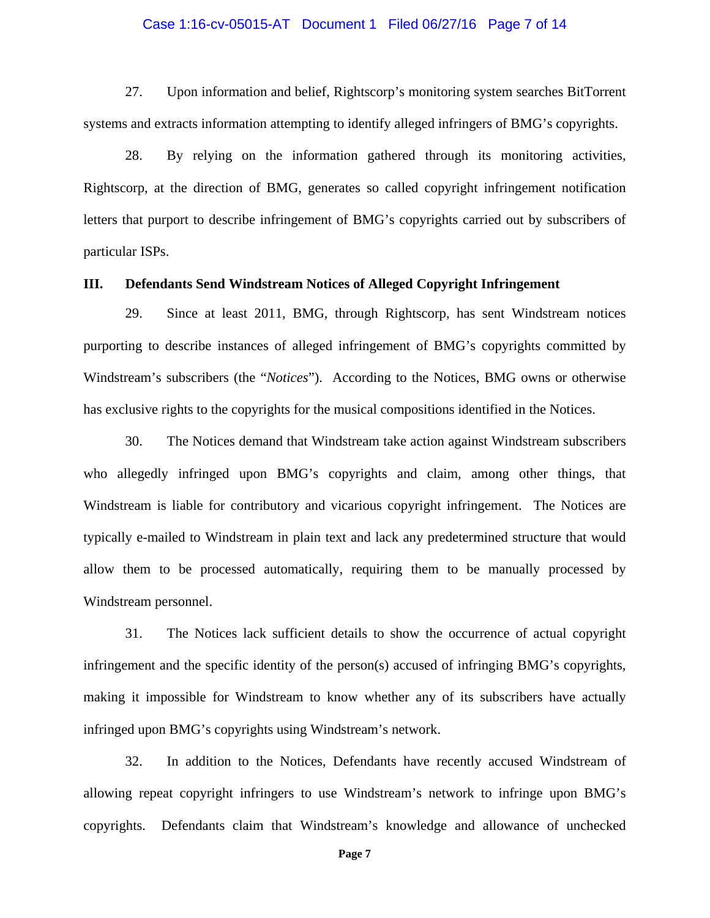27. Upon information and belief, Rightscorp's monitoring system searches BitTorrent systems and extracts information attempting to identify alleged infringers of BMG's copyrights.

28. By relying on the information gathered through its monitoring activities, Rightscorp, at the direction of BMG, generates so called copyright infringement notification letters that purport to describe infringement of BMG's copyrights carried out by subscribers of particular ISPs.

### III. Defendants Send Windstream Notices of Alleged Copyright Infringement

29. Since at least 2011, BMG, through Rightscorp, has sent Windstream notices purporting to describe instances of alleged infringement of BMG's copyrights committed by Windstream's subscribers (the "*Notices*"). According to the Notices, BMG owns or otherwise has exclusive rights to the copyrights for the musical compositions identified in the Notices.

30. The Notices demand that Windstream take action against Windstream subscribers who allegedly infringed upon BMG's copyrights and claim, among other things, that Windstream is liable for contributory and vicarious copyright infringement. The Notices are typically e-mailed to Windstream in plain text and lack any predetermined structure that would allow them to be processed automatically, requiring them to be manually processed by Windstream personnel.

31. The Notices lack sufficient details to show the occurrence of actual copyright infringement and the specific identity of the person(s) accused of infringing BMG's copyrights, making it impossible for Windstream to know whether any of its subscribers have actually infringed upon BMG's copyrights using Windstream's network.

32. In addition to the Notices, Defendants have recently accused Windstream of allowing repeat copyright infringers to use Windstream's network to infringe upon BMG's copyrights. Defendants claim that Windstream's knowledge and allowance of unchecked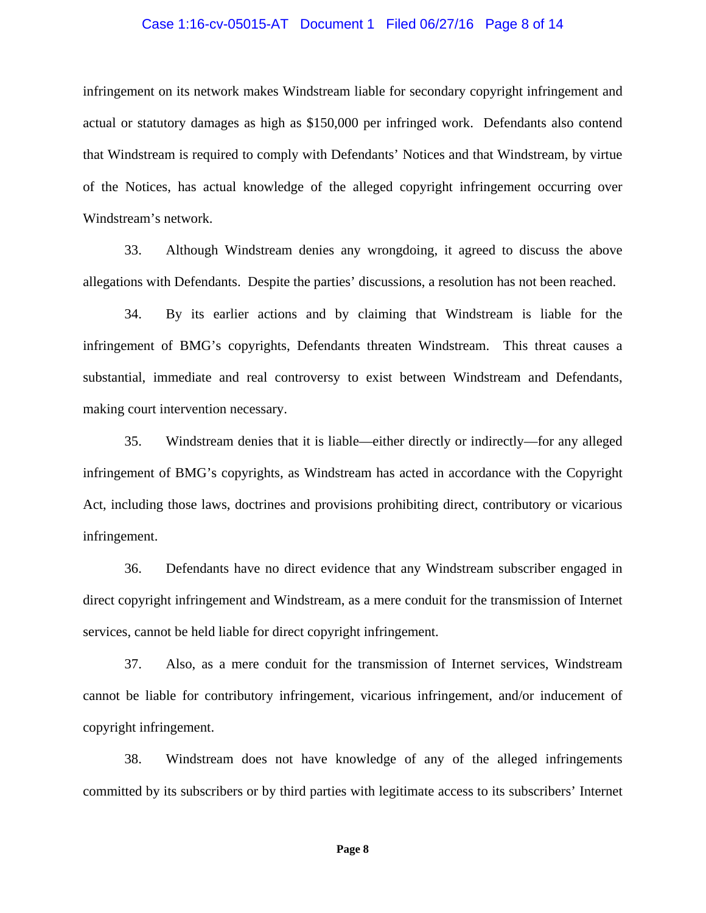infringement on its network makes Windstream liable for secondary copyright infringement and actual or statutory damages as high as $150,000 per infringed work. Defendants also contend that Windstream is required to comply with Defendants' Notices and that Windstream, by virtue of the Notices, has actual knowledge of the alleged copyright infringement occurring over Windstream's network.

33. Although Windstream denies any wrongdoing, it agreed to discuss the above allegations with Defendants. Despite the parties' discussions, a resolution has not been reached.

34. By its earlier actions and by claiming that Windstream is liable for the infringement of BMG's copyrights, Defendants threaten Windstream. This threat causes a substantial, immediate and real controversy to exist between Windstream and Defendants, making court intervention necessary.

35. Windstream denies that it is liable—either directly or indirectly—for any alleged infringement of BMG's copyrights, as Windstream has acted in accordance with the Copyright Act, including those laws, doctrines and provisions prohibiting direct, contributory or vicarious infringement.

36. Defendants have no direct evidence that any Windstream subscriber engaged in direct copyright infringement and Windstream, as a mere conduit for the transmission of Internet services, cannot be held liable for direct copyright infringement.

37. Also, as a mere conduit for the transmission of Internet services, Windstream cannot be liable for contributory infringement, vicarious infringement, and/or inducement of copyright infringement.

38. Windstream does not have knowledge of any of the alleged infringements committed by its subscribers or by third parties with legitimate access to its subscribers' Internet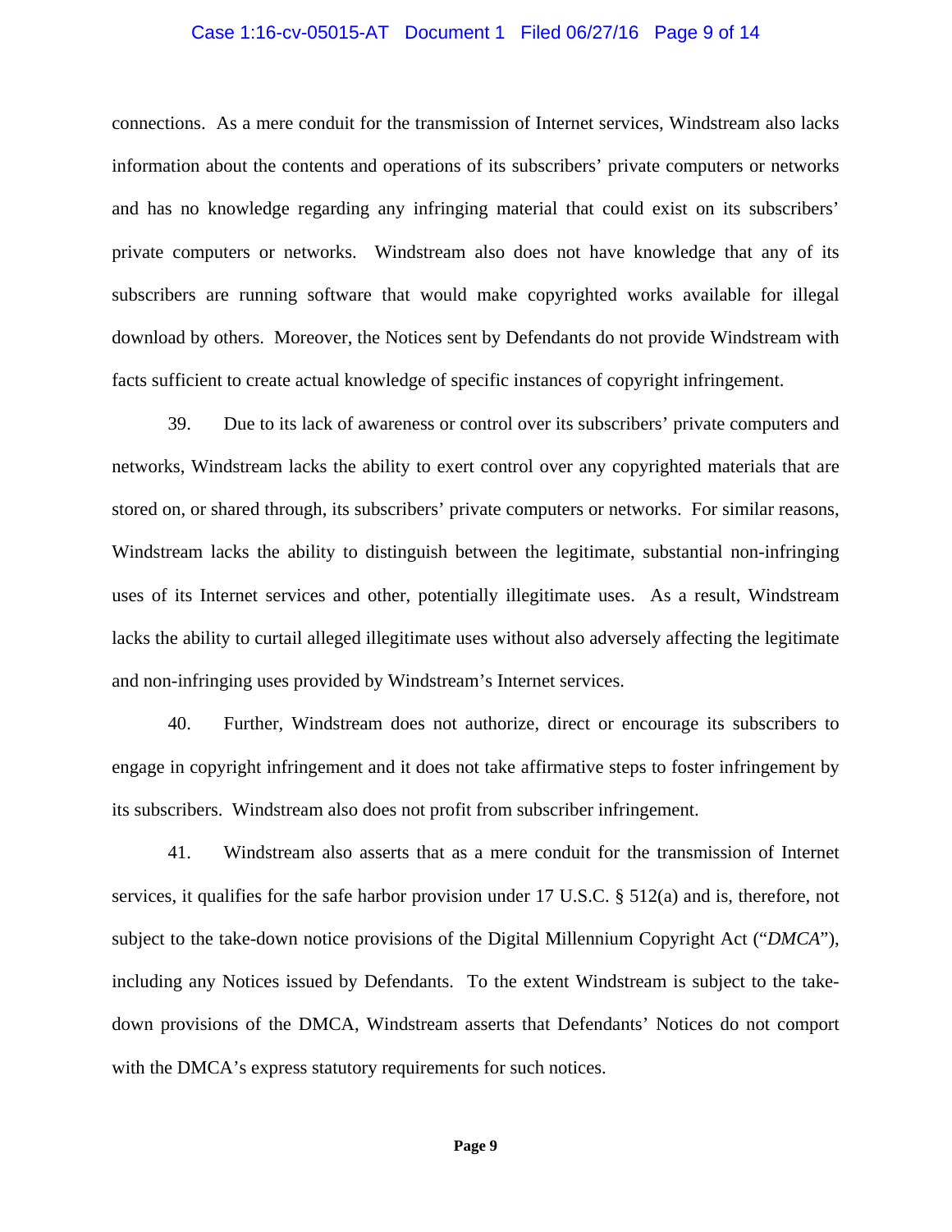connections. As a mere conduit for the transmission of Internet services, Windstream also lacks information about the contents and operations of its subscribers' private computers or networks and has no knowledge regarding any infringing material that could exist on its subscribers' private computers or networks. Windstream also does not have knowledge that any of its subscribers are running software that would make copyrighted works available for illegal download by others. Moreover, the Notices sent by Defendants do not provide Windstream with facts sufficient to create actual knowledge of specific instances of copyright infringement.

39. Due to its lack of awareness or control over its subscribers' private computers and networks, Windstream lacks the ability to exert control over any copyrighted materials that are stored on, or shared through, its subscribers' private computers or networks. For similar reasons, Windstream lacks the ability to distinguish between the legitimate, substantial non-infringing uses of its Internet services and other, potentially illegitimate uses. As a result, Windstream lacks the ability to curtail alleged illegitimate uses without also adversely affecting the legitimate and non-infringing uses provided by Windstream's Internet services.

40. Further, Windstream does not authorize, direct or encourage its subscribers to engage in copyright infringement and it does not take affirmative steps to foster infringement by its subscribers. Windstream also does not profit from subscriber infringement.

41. Windstream also asserts that as a mere conduit for the transmission of Internet services, it qualifies for the safe harbor provision under 17 U.S.C. § 512(a) and is, therefore, not subject to the take-down notice provisions of the Digital Millennium Copyright Act ("*DMCA*"), including any Notices issued by Defendants. To the extent Windstream is subject to the take-down provisions of the DMCA, Windstream asserts that Defendants' Notices do not comport with the DMCA's express statutory requirements for such notices.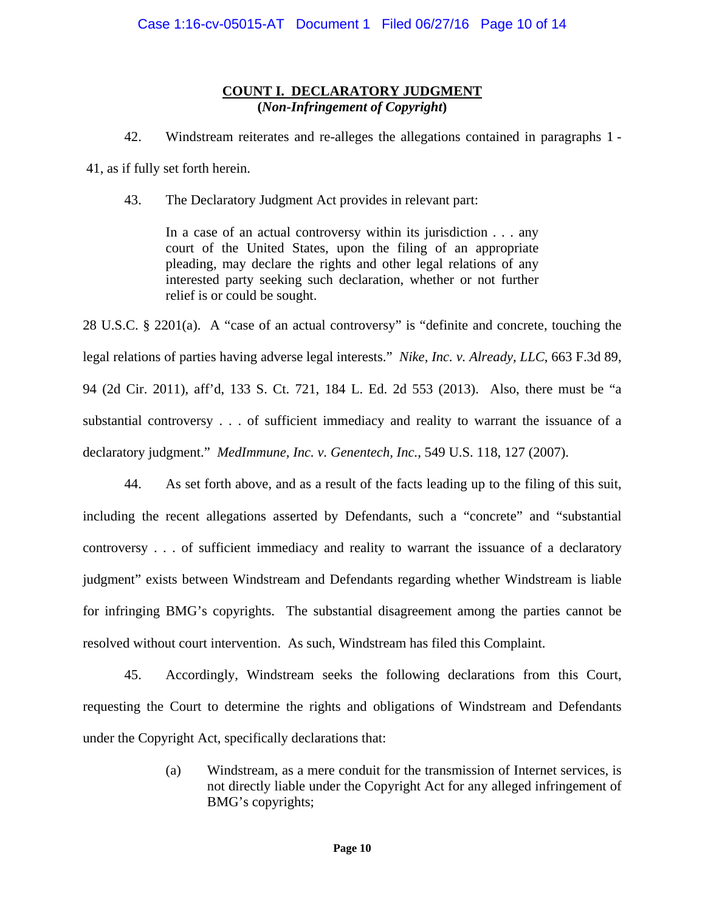**COUNT I. DECLARATORY JUDGMENT**
**(*Non-Infringement of Copyright*)**

42. Windstream reiterates and re-alleges the allegations contained in paragraphs 1 - 41, as if fully set forth herein.

43. The Declaratory Judgment Act provides in relevant part:

> In a case of an actual controversy within its jurisdiction . . . any court of the United States, upon the filing of an appropriate pleading, may declare the rights and other legal relations of any interested party seeking such declaration, whether or not further relief is or could be sought.

28 U.S.C. § 2201(a). A "case of an actual controversy" is "definite and concrete, touching the legal relations of parties having adverse legal interests." *Nike, Inc. v. Already, LLC*, 663 F.3d 89, 94 (2d Cir. 2011), aff'd, 133 S. Ct. 721, 184 L. Ed. 2d 553 (2013). Also, there must be "a substantial controversy . . . of sufficient immediacy and reality to warrant the issuance of a declaratory judgment." *MedImmune, Inc. v. Genentech, Inc.*, 549 U.S. 118, 127 (2007).

44. As set forth above, and as a result of the facts leading up to the filing of this suit, including the recent allegations asserted by Defendants, such a "concrete" and "substantial controversy . . . of sufficient immediacy and reality to warrant the issuance of a declaratory judgment" exists between Windstream and Defendants regarding whether Windstream is liable for infringing BMG's copyrights. The substantial disagreement among the parties cannot be resolved without court intervention. As such, Windstream has filed this Complaint.

45. Accordingly, Windstream seeks the following declarations from this Court, requesting the Court to determine the rights and obligations of Windstream and Defendants under the Copyright Act, specifically declarations that:

> (a) Windstream, as a mere conduit for the transmission of Internet services, is not directly liable under the Copyright Act for any alleged infringement of BMG's copyrights;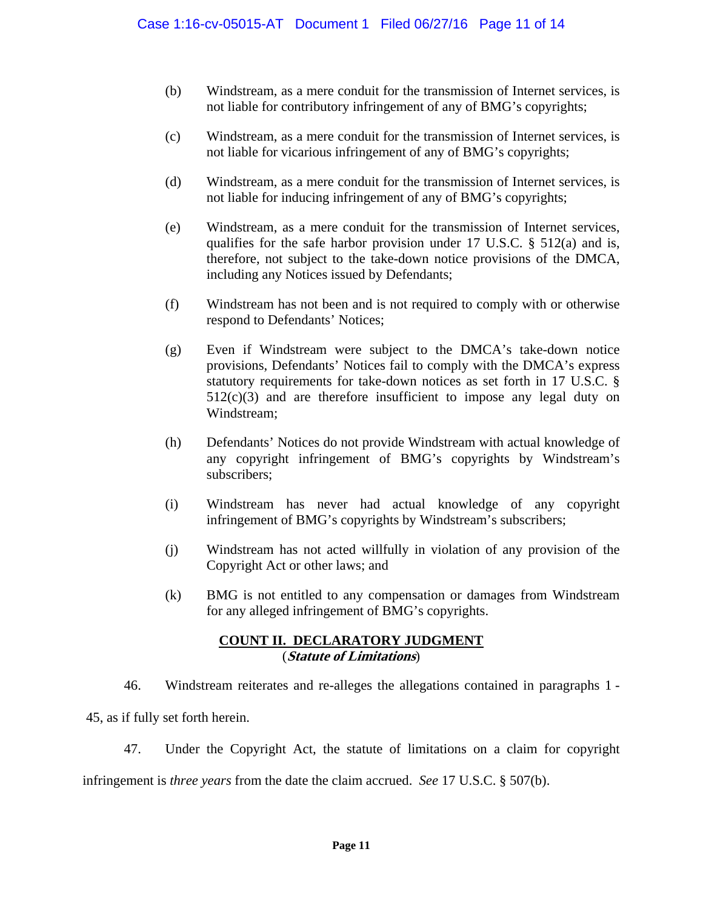(b) Windstream, as a mere conduit for the transmission of Internet services, is not liable for contributory infringement of any of BMG's copyrights;

(c) Windstream, as a mere conduit for the transmission of Internet services, is not liable for vicarious infringement of any of BMG's copyrights;

(d) Windstream, as a mere conduit for the transmission of Internet services, is not liable for inducing infringement of any of BMG's copyrights;

(e) Windstream, as a mere conduit for the transmission of Internet services, qualifies for the safe harbor provision under 17 U.S.C. § 512(a) and is, therefore, not subject to the take-down notice provisions of the DMCA, including any Notices issued by Defendants;

(f) Windstream has not been and is not required to comply with or otherwise respond to Defendants' Notices;

(g) Even if Windstream were subject to the DMCA's take-down notice provisions, Defendants' Notices fail to comply with the DMCA's express statutory requirements for take-down notices as set forth in 17 U.S.C. § 512(c)(3) and are therefore insufficient to impose any legal duty on Windstream;

(h) Defendants' Notices do not provide Windstream with actual knowledge of any copyright infringement of BMG's copyrights by Windstream's subscribers;

(i) Windstream has never had actual knowledge of any copyright infringement of BMG's copyrights by Windstream's subscribers;

(j) Windstream has not acted willfully in violation of any provision of the Copyright Act or other laws; and

(k) BMG is not entitled to any compensation or damages from Windstream for any alleged infringement of BMG's copyrights.

## COUNT II. DECLARATORY JUDGMENT
(***Statute of Limitations***)

46. Windstream reiterates and re-alleges the allegations contained in paragraphs 1 - 45, as if fully set forth herein.

47. Under the Copyright Act, the statute of limitations on a claim for copyright infringement is *three years* from the date the claim accrued. *See* 17 U.S.C. § 507(b).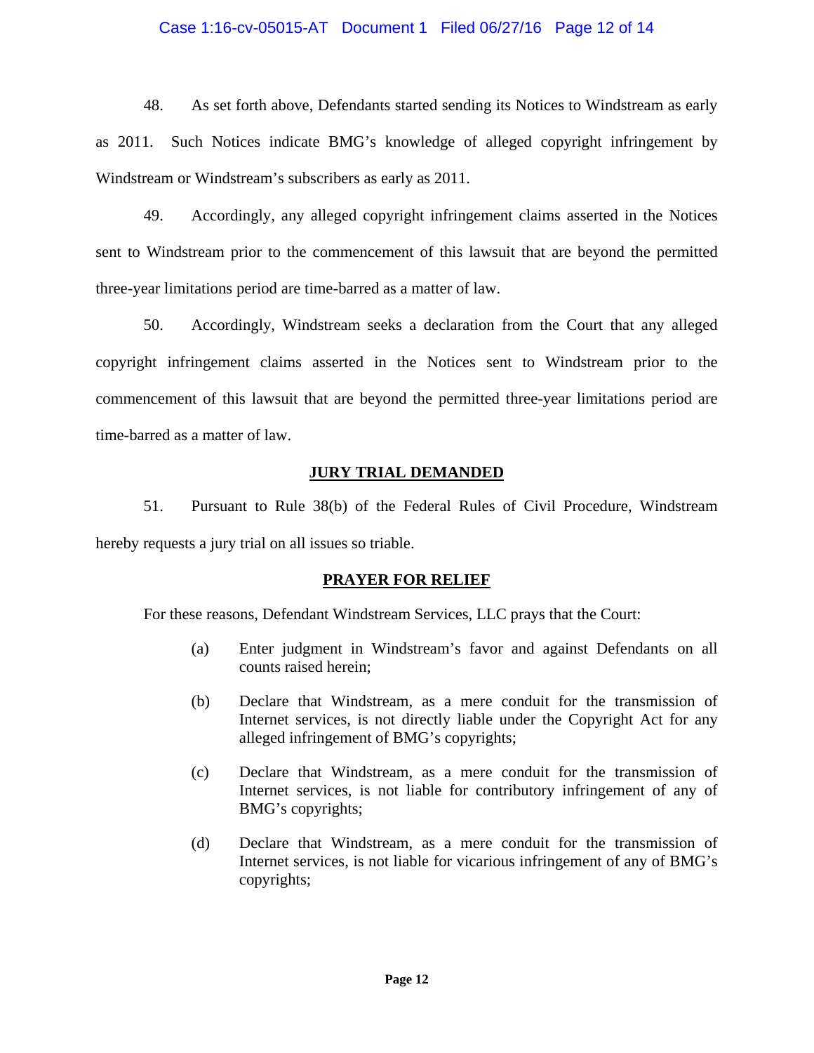48. As set forth above, Defendants started sending its Notices to Windstream as early as 2011. Such Notices indicate BMG's knowledge of alleged copyright infringement by Windstream or Windstream's subscribers as early as 2011.

49. Accordingly, any alleged copyright infringement claims asserted in the Notices sent to Windstream prior to the commencement of this lawsuit that are beyond the permitted three-year limitations period are time-barred as a matter of law.

50. Accordingly, Windstream seeks a declaration from the Court that any alleged copyright infringement claims asserted in the Notices sent to Windstream prior to the commencement of this lawsuit that are beyond the permitted three-year limitations period are time-barred as a matter of law.

## JURY TRIAL DEMANDED

51. Pursuant to Rule 38(b) of the Federal Rules of Civil Procedure, Windstream hereby requests a jury trial on all issues so triable.

## PRAYER FOR RELIEF

For these reasons, Defendant Windstream Services, LLC prays that the Court:

(a) Enter judgment in Windstream's favor and against Defendants on all counts raised herein;

(b) Declare that Windstream, as a mere conduit for the transmission of Internet services, is not directly liable under the Copyright Act for any alleged infringement of BMG's copyrights;

(c) Declare that Windstream, as a mere conduit for the transmission of Internet services, is not liable for contributory infringement of any of BMG's copyrights;

(d) Declare that Windstream, as a mere conduit for the transmission of Internet services, is not liable for vicarious infringement of any of BMG's copyrights;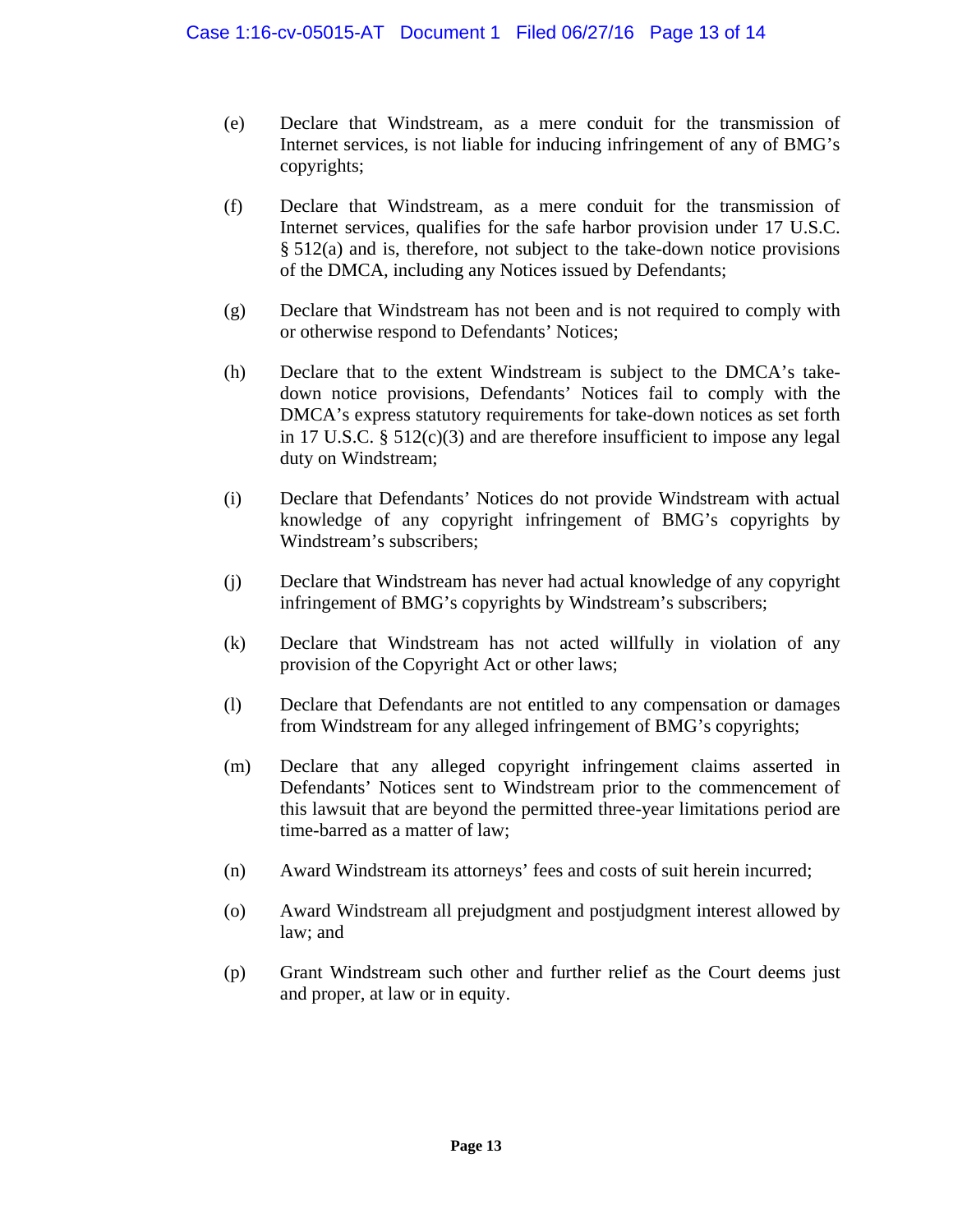(e) Declare that Windstream, as a mere conduit for the transmission of Internet services, is not liable for inducing infringement of any of BMG's copyrights;

(f) Declare that Windstream, as a mere conduit for the transmission of Internet services, qualifies for the safe harbor provision under 17 U.S.C. § 512(a) and is, therefore, not subject to the take-down notice provisions of the DMCA, including any Notices issued by Defendants;

(g) Declare that Windstream has not been and is not required to comply with or otherwise respond to Defendants' Notices;

(h) Declare that to the extent Windstream is subject to the DMCA's take-down notice provisions, Defendants' Notices fail to comply with the DMCA's express statutory requirements for take-down notices as set forth in 17 U.S.C. § 512(c)(3) and are therefore insufficient to impose any legal duty on Windstream;

(i) Declare that Defendants' Notices do not provide Windstream with actual knowledge of any copyright infringement of BMG's copyrights by Windstream's subscribers;

(j) Declare that Windstream has never had actual knowledge of any copyright infringement of BMG's copyrights by Windstream's subscribers;

(k) Declare that Windstream has not acted willfully in violation of any provision of the Copyright Act or other laws;

(l) Declare that Defendants are not entitled to any compensation or damages from Windstream for any alleged infringement of BMG's copyrights;

(m) Declare that any alleged copyright infringement claims asserted in Defendants' Notices sent to Windstream prior to the commencement of this lawsuit that are beyond the permitted three-year limitations period are time-barred as a matter of law;

(n) Award Windstream its attorneys' fees and costs of suit herein incurred;

(o) Award Windstream all prejudgment and postjudgment interest allowed by law; and

(p) Grant Windstream such other and further relief as the Court deems just and proper, at law or in equity.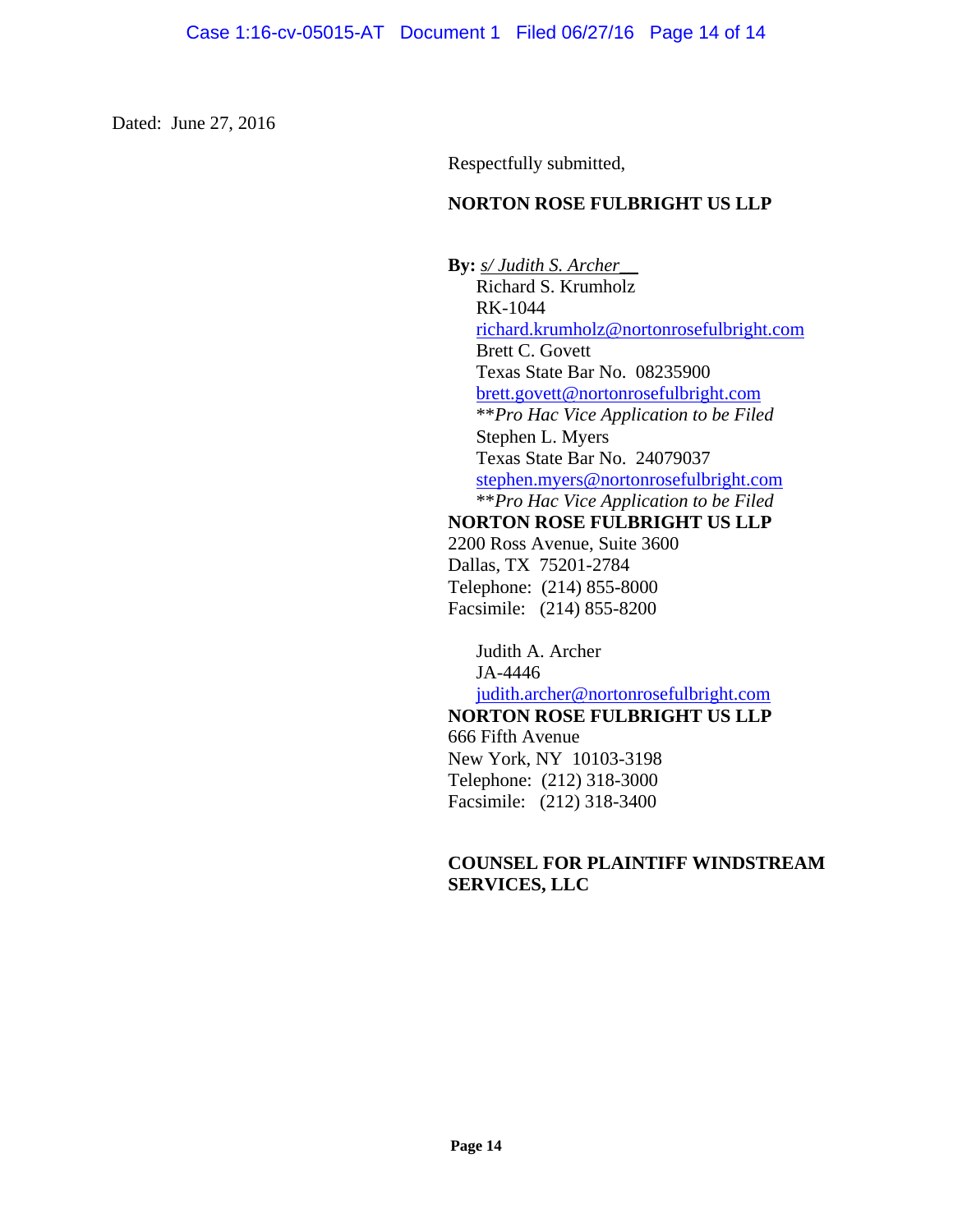Dated: June 27, 2016

Respectfully submitted,

**NORTON ROSE FULBRIGHT US LLP**

**By:** *s/ Judith S. Archer*

Richard S. Krumholz
RK-1044
richard.krumholz@nortonrosefulbright.com
Brett C. Govett
Texas State Bar No. 08235900
brett.govett@nortonrosefulbright.com
***Pro Hac Vice Application to be Filed*
Stephen L. Myers
Texas State Bar No. 24079037
stephen.myers@nortonrosefulbright.com
***Pro Hac Vice Application to be Filed*
**NORTON ROSE FULBRIGHT US LLP**
2200 Ross Avenue, Suite 3600
Dallas, TX 75201-2784
Telephone: (214) 855-8000
Facsimile: (214) 855-8200

Judith A. Archer
JA-4446
judith.archer@nortonrosefulbright.com
**NORTON ROSE FULBRIGHT US LLP**
666 Fifth Avenue
New York, NY 10103-3198
Telephone: (212) 318-3000
Facsimile: (212) 318-3400

**COUNSEL FOR PLAINTIFF WINDSTREAM SERVICES, LLC**